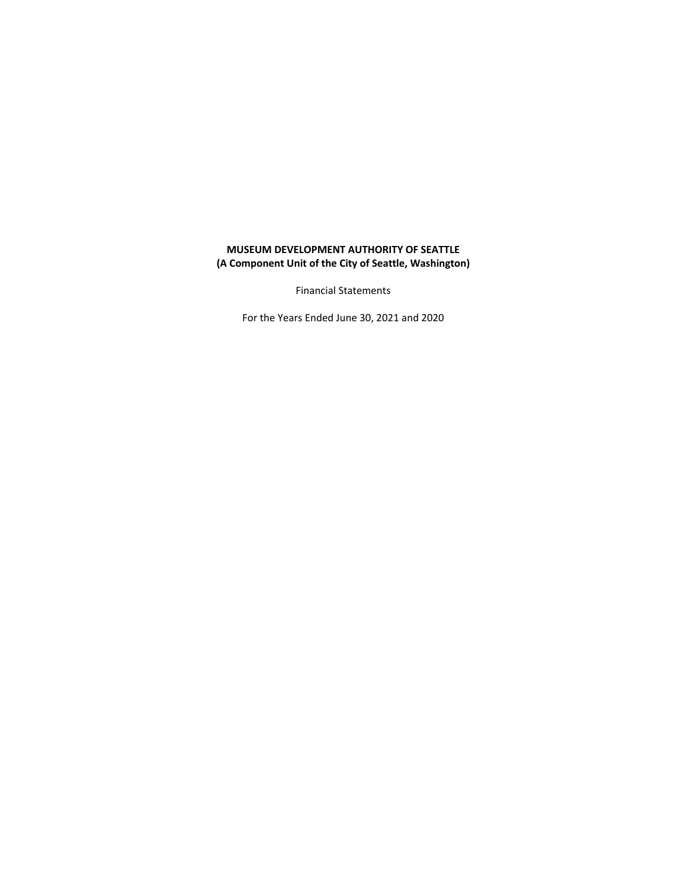**MUSEUM DEVELOPMENT AUTHORITY OF SEATTLE**
**(A Component Unit of the City of Seattle, Washington)**

Financial Statements

For the Years Ended June 30, 2021 and 2020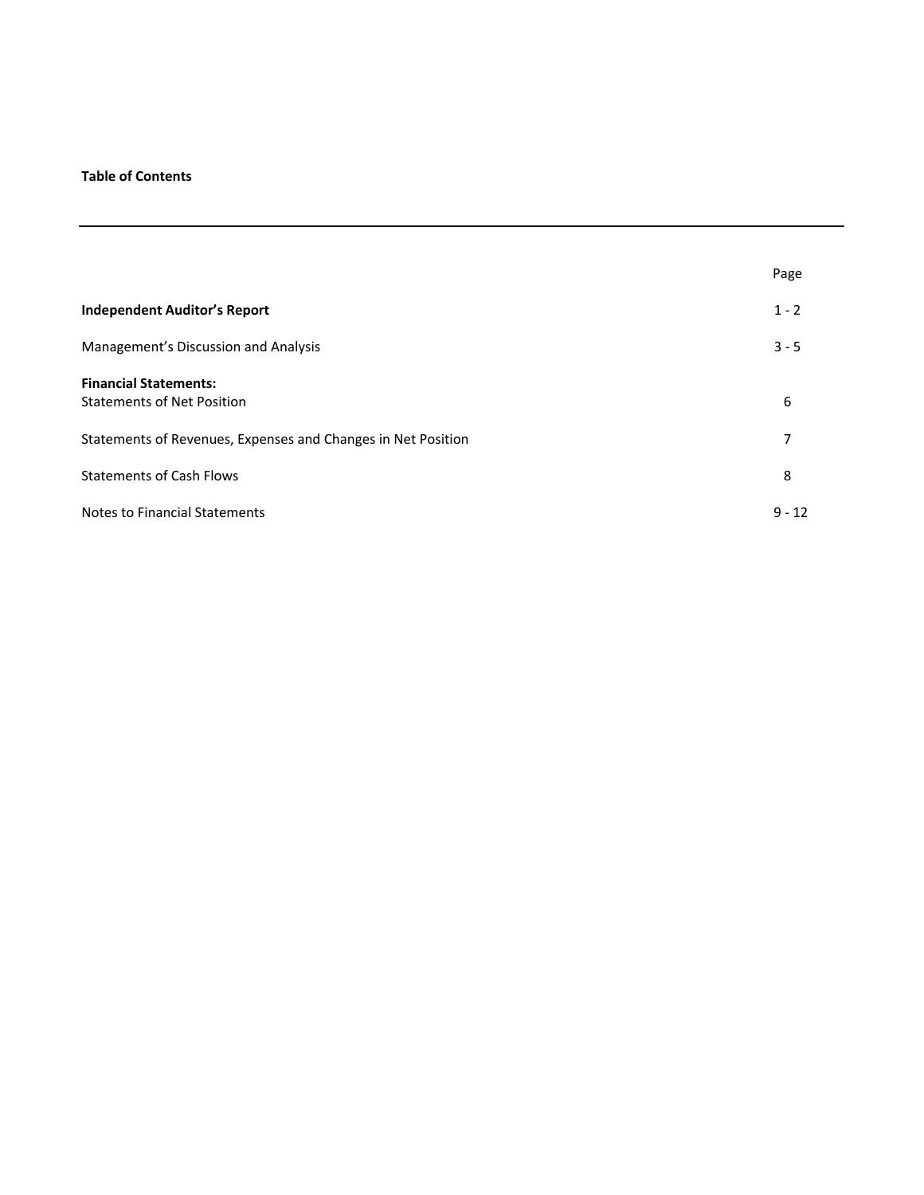**Table of Contents**

| | Page |
|---|---|
| **Independent Auditor's Report** | 1 - 2 |
| Management's Discussion and Analysis | 3 - 5 |
| **Financial Statements:** | |
| Statements of Net Position | 6 |
| Statements of Revenues, Expenses and Changes in Net Position | 7 |
| Statements of Cash Flows | 8 |
| Notes to Financial Statements | 9 - 12 |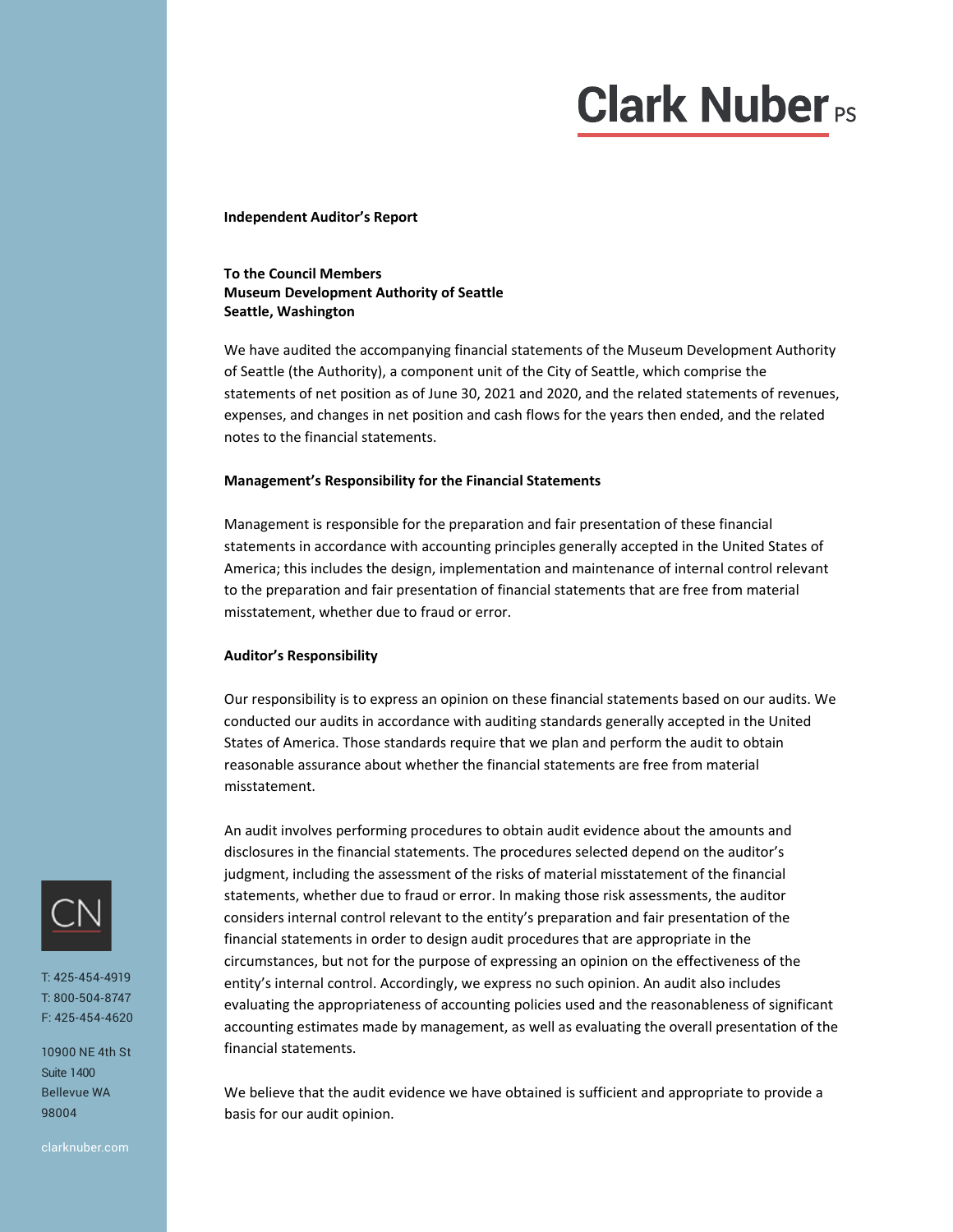# Clark Nuber PS

**Independent Auditor's Report**

**To the Council Members**
**Museum Development Authority of Seattle**
**Seattle, Washington**

We have audited the accompanying financial statements of the Museum Development Authority of Seattle (the Authority), a component unit of the City of Seattle, which comprise the statements of net position as of June 30, 2021 and 2020, and the related statements of revenues, expenses, and changes in net position and cash flows for the years then ended, and the related notes to the financial statements.

**Management's Responsibility for the Financial Statements**

Management is responsible for the preparation and fair presentation of these financial statements in accordance with accounting principles generally accepted in the United States of America; this includes the design, implementation and maintenance of internal control relevant to the preparation and fair presentation of financial statements that are free from material misstatement, whether due to fraud or error.

**Auditor's Responsibility**

Our responsibility is to express an opinion on these financial statements based on our audits. We conducted our audits in accordance with auditing standards generally accepted in the United States of America. Those standards require that we plan and perform the audit to obtain reasonable assurance about whether the financial statements are free from material misstatement.

An audit involves performing procedures to obtain audit evidence about the amounts and disclosures in the financial statements. The procedures selected depend on the auditor's judgment, including the assessment of the risks of material misstatement of the financial statements, whether due to fraud or error. In making those risk assessments, the auditor considers internal control relevant to the entity's preparation and fair presentation of the financial statements in order to design audit procedures that are appropriate in the circumstances, but not for the purpose of expressing an opinion on the effectiveness of the entity's internal control. Accordingly, we express no such opinion. An audit also includes evaluating the appropriateness of accounting policies used and the reasonableness of significant accounting estimates made by management, as well as evaluating the overall presentation of the financial statements.

We believe that the audit evidence we have obtained is sufficient and appropriate to provide a basis for our audit opinion.

CN

T: 425-454-4919
T: 800-504-8747
F: 425-454-4620

10900 NE 4th St
Suite 1400
Bellevue WA
98004

clarknuber.com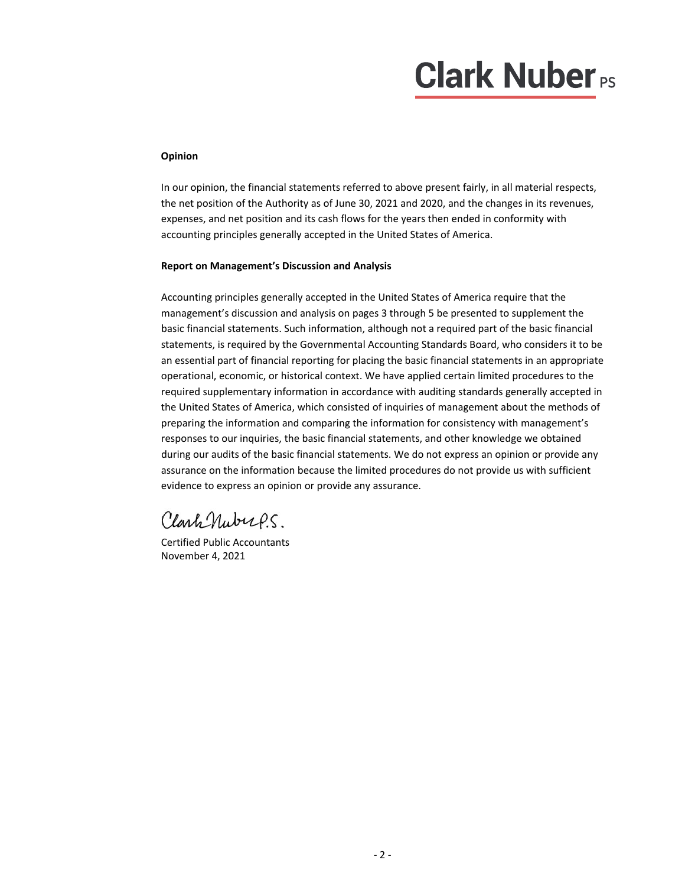**Opinion**

In our opinion, the financial statements referred to above present fairly, in all material respects, the net position of the Authority as of June 30, 2021 and 2020, and the changes in its revenues, expenses, and net position and its cash flows for the years then ended in conformity with accounting principles generally accepted in the United States of America.

**Report on Management's Discussion and Analysis**

Accounting principles generally accepted in the United States of America require that the management's discussion and analysis on pages 3 through 5 be presented to supplement the basic financial statements. Such information, although not a required part of the basic financial statements, is required by the Governmental Accounting Standards Board, who considers it to be an essential part of financial reporting for placing the basic financial statements in an appropriate operational, economic, or historical context. We have applied certain limited procedures to the required supplementary information in accordance with auditing standards generally accepted in the United States of America, which consisted of inquiries of management about the methods of preparing the information and comparing the information for consistency with management's responses to our inquiries, the basic financial statements, and other knowledge we obtained during our audits of the basic financial statements. We do not express an opinion or provide any assurance on the information because the limited procedures do not provide us with sufficient evidence to express an opinion or provide any assurance.

Clark Nuber P.S.

Certified Public Accountants
November 4, 2021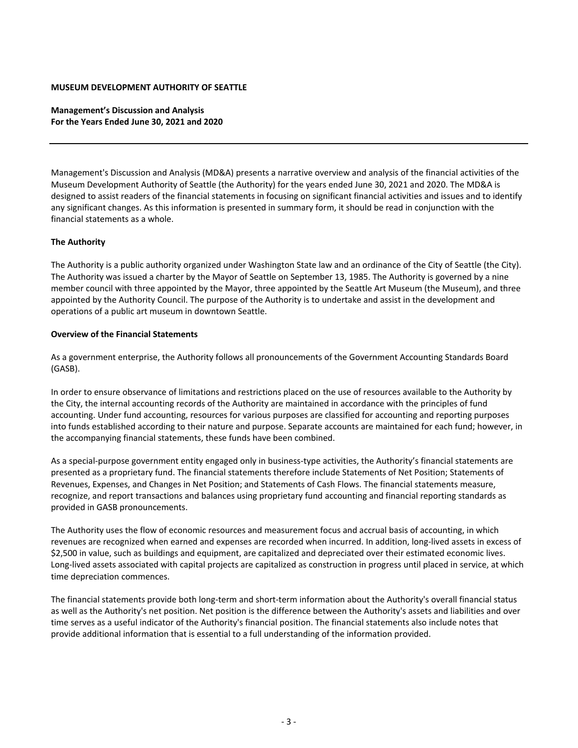**MUSEUM DEVELOPMENT AUTHORITY OF SEATTLE**

**Management's Discussion and Analysis**
**For the Years Ended June 30, 2021 and 2020**

---

Management's Discussion and Analysis (MD&A) presents a narrative overview and analysis of the financial activities of the Museum Development Authority of Seattle (the Authority) for the years ended June 30, 2021 and 2020. The MD&A is designed to assist readers of the financial statements in focusing on significant financial activities and issues and to identify any significant changes. As this information is presented in summary form, it should be read in conjunction with the financial statements as a whole.

**The Authority**

The Authority is a public authority organized under Washington State law and an ordinance of the City of Seattle (the City). The Authority was issued a charter by the Mayor of Seattle on September 13, 1985. The Authority is governed by a nine member council with three appointed by the Mayor, three appointed by the Seattle Art Museum (the Museum), and three appointed by the Authority Council. The purpose of the Authority is to undertake and assist in the development and operations of a public art museum in downtown Seattle.

**Overview of the Financial Statements**

As a government enterprise, the Authority follows all pronouncements of the Government Accounting Standards Board (GASB).

In order to ensure observance of limitations and restrictions placed on the use of resources available to the Authority by the City, the internal accounting records of the Authority are maintained in accordance with the principles of fund accounting. Under fund accounting, resources for various purposes are classified for accounting and reporting purposes into funds established according to their nature and purpose. Separate accounts are maintained for each fund; however, in the accompanying financial statements, these funds have been combined.

As a special-purpose government entity engaged only in business-type activities, the Authority's financial statements are presented as a proprietary fund. The financial statements therefore include Statements of Net Position; Statements of Revenues, Expenses, and Changes in Net Position; and Statements of Cash Flows. The financial statements measure, recognize, and report transactions and balances using proprietary fund accounting and financial reporting standards as provided in GASB pronouncements.

The Authority uses the flow of economic resources and measurement focus and accrual basis of accounting, in which revenues are recognized when earned and expenses are recorded when incurred. In addition, long-lived assets in excess of $2,500 in value, such as buildings and equipment, are capitalized and depreciated over their estimated economic lives. Long-lived assets associated with capital projects are capitalized as construction in progress until placed in service, at which time depreciation commences.

The financial statements provide both long-term and short-term information about the Authority's overall financial status as well as the Authority's net position. Net position is the difference between the Authority's assets and liabilities and over time serves as a useful indicator of the Authority's financial position. The financial statements also include notes that provide additional information that is essential to a full understanding of the information provided.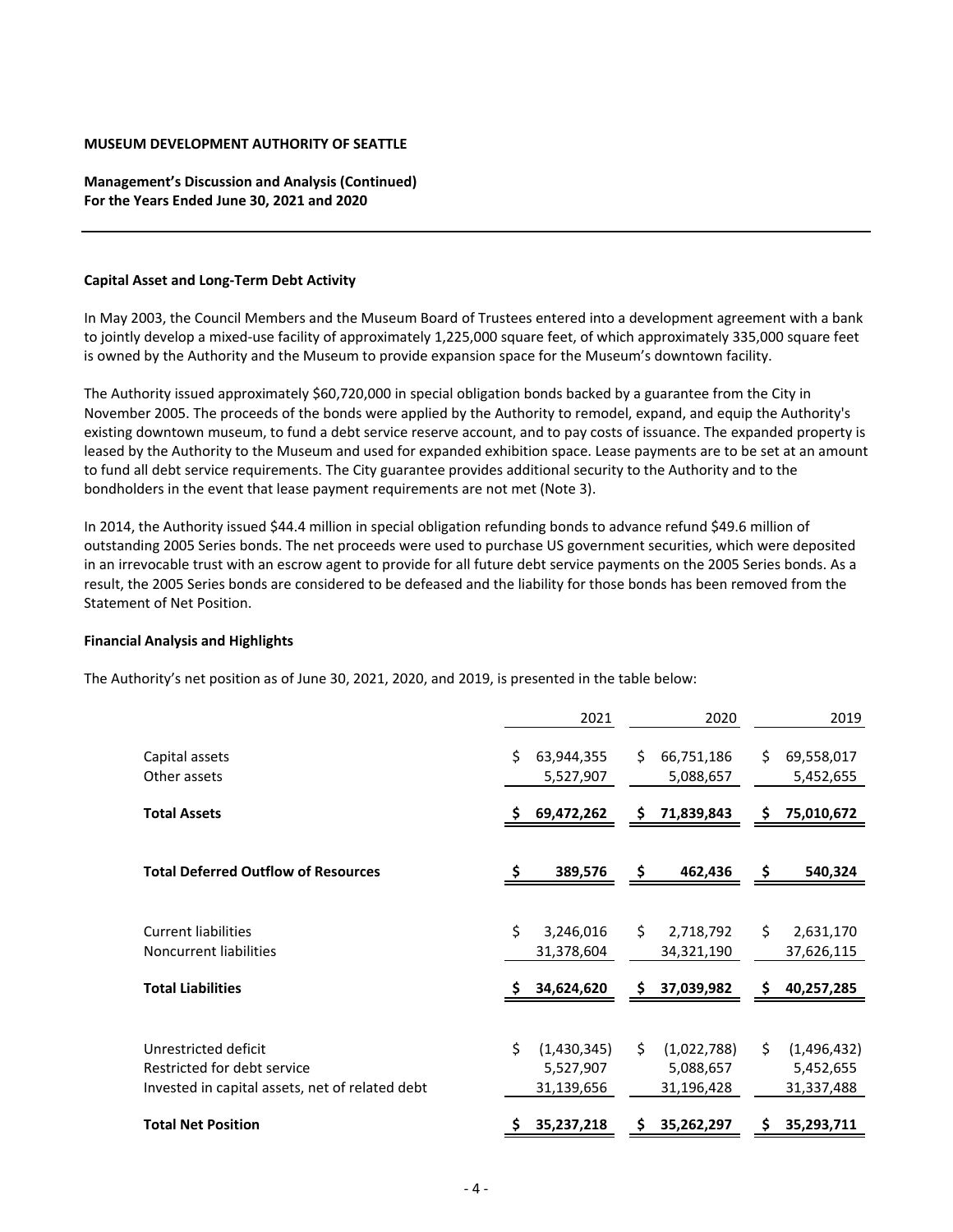**MUSEUM DEVELOPMENT AUTHORITY OF SEATTLE**

**Management's Discussion and Analysis (Continued)**
**For the Years Ended June 30, 2021 and 2020**

**Capital Asset and Long-Term Debt Activity**

In May 2003, the Council Members and the Museum Board of Trustees entered into a development agreement with a bank to jointly develop a mixed-use facility of approximately 1,225,000 square feet, of which approximately 335,000 square feet is owned by the Authority and the Museum to provide expansion space for the Museum's downtown facility.

The Authority issued approximately $60,720,000 in special obligation bonds backed by a guarantee from the City in November 2005. The proceeds of the bonds were applied by the Authority to remodel, expand, and equip the Authority's existing downtown museum, to fund a debt service reserve account, and to pay costs of issuance. The expanded property is leased by the Authority to the Museum and used for expanded exhibition space. Lease payments are to be set at an amount to fund all debt service requirements. The City guarantee provides additional security to the Authority and to the bondholders in the event that lease payment requirements are not met (Note 3).

In 2014, the Authority issued $44.4 million in special obligation refunding bonds to advance refund $49.6 million of outstanding 2005 Series bonds. The net proceeds were used to purchase US government securities, which were deposited in an irrevocable trust with an escrow agent to provide for all future debt service payments on the 2005 Series bonds. As a result, the 2005 Series bonds are considered to be defeased and the liability for those bonds has been removed from the Statement of Net Position.

**Financial Analysis and Highlights**

The Authority's net position as of June 30, 2021, 2020, and 2019, is presented in the table below:

| | 2021 | 2020 | 2019 |
|---|---|---|---|
| Capital assets | $ 63,944,355 | $ 66,751,186 | $ 69,558,017 |
| Other assets | 5,527,907 | 5,088,657 | 5,452,655 |
| **Total Assets** | **$ 69,472,262** | **$ 71,839,843** | **$ 75,010,672** |
| **Total Deferred Outflow of Resources** | **$ 389,576** | **$ 462,436** | **$ 540,324** |
| Current liabilities | $ 3,246,016 | $ 2,718,792 | $ 2,631,170 |
| Noncurrent liabilities | 31,378,604 | 34,321,190 | 37,626,115 |
| **Total Liabilities** | **$ 34,624,620** | **$ 37,039,982** | **$ 40,257,285** |
| Unrestricted deficit | $ (1,430,345) | $ (1,022,788) | $ (1,496,432) |
| Restricted for debt service | 5,527,907 | 5,088,657 | 5,452,655 |
| Invested in capital assets, net of related debt | 31,139,656 | 31,196,428 | 31,337,488 |
| **Total Net Position** | **$ 35,237,218** | **$ 35,262,297** | **$ 35,293,711** |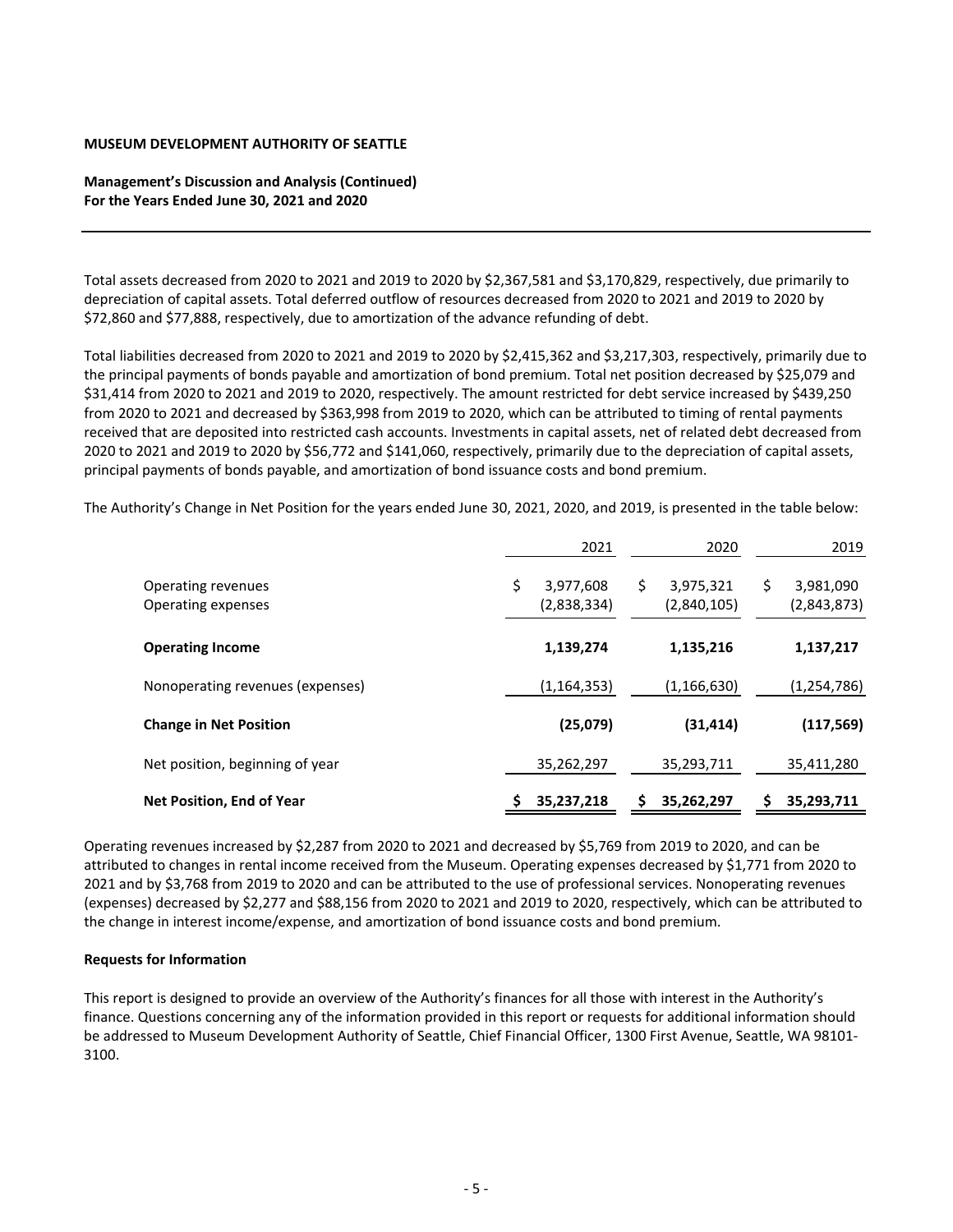**MUSEUM DEVELOPMENT AUTHORITY OF SEATTLE**

**Management's Discussion and Analysis (Continued)**
**For the Years Ended June 30, 2021 and 2020**

Total assets decreased from 2020 to 2021 and 2019 to 2020 by $2,367,581 and $3,170,829, respectively, due primarily to depreciation of capital assets. Total deferred outflow of resources decreased from 2020 to 2021 and 2019 to 2020 by $72,860 and $77,888, respectively, due to amortization of the advance refunding of debt.

Total liabilities decreased from 2020 to 2021 and 2019 to 2020 by $2,415,362 and $3,217,303, respectively, primarily due to the principal payments of bonds payable and amortization of bond premium. Total net position decreased by $25,079 and $31,414 from 2020 to 2021 and 2019 to 2020, respectively. The amount restricted for debt service increased by $439,250 from 2020 to 2021 and decreased by $363,998 from 2019 to 2020, which can be attributed to timing of rental payments received that are deposited into restricted cash accounts. Investments in capital assets, net of related debt decreased from 2020 to 2021 and 2019 to 2020 by $56,772 and $141,060, respectively, primarily due to the depreciation of capital assets, principal payments of bonds payable, and amortization of bond issuance costs and bond premium.

The Authority's Change in Net Position for the years ended June 30, 2021, 2020, and 2019, is presented in the table below:

| | 2021 | 2020 | 2019 |
|---|---|---|---|
| Operating revenues | $ 3,977,608 | $ 3,975,321 | $ 3,981,090 |
| Operating expenses | (2,838,334) | (2,840,105) | (2,843,873) |
| **Operating Income** | **1,139,274** | **1,135,216** | **1,137,217** |
| Nonoperating revenues (expenses) | (1,164,353) | (1,166,630) | (1,254,786) |
| **Change in Net Position** | **(25,079)** | **(31,414)** | **(117,569)** |
| Net position, beginning of year | 35,262,297 | 35,293,711 | 35,411,280 |
| **Net Position, End of Year** | **$ 35,237,218** | **$ 35,262,297** | **$ 35,293,711** |

Operating revenues increased by $2,287 from 2020 to 2021 and decreased by $5,769 from 2019 to 2020, and can be attributed to changes in rental income received from the Museum. Operating expenses decreased by $1,771 from 2020 to 2021 and by $3,768 from 2019 to 2020 and can be attributed to the use of professional services. Nonoperating revenues (expenses) decreased by $2,277 and $88,156 from 2020 to 2021 and 2019 to 2020, respectively, which can be attributed to the change in interest income/expense, and amortization of bond issuance costs and bond premium.

**Requests for Information**

This report is designed to provide an overview of the Authority's finances for all those with interest in the Authority's finance. Questions concerning any of the information provided in this report or requests for additional information should be addressed to Museum Development Authority of Seattle, Chief Financial Officer, 1300 First Avenue, Seattle, WA 98101-3100.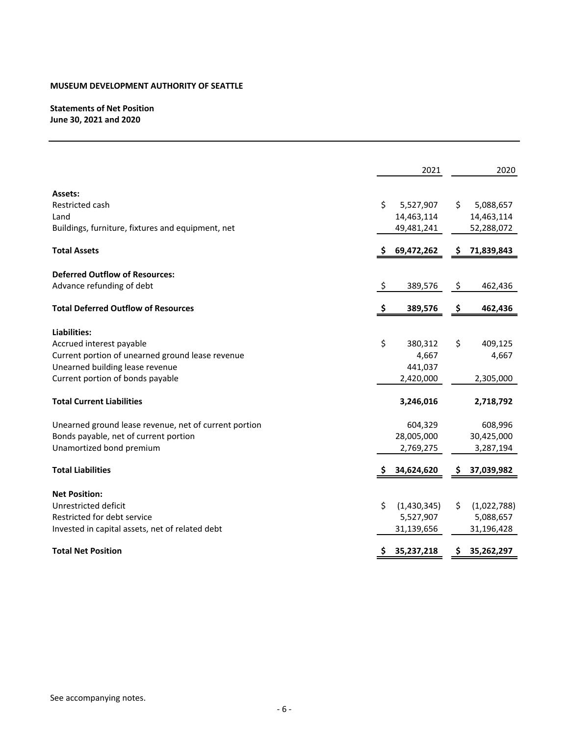**MUSEUM DEVELOPMENT AUTHORITY OF SEATTLE**

**Statements of Net Position**
**June 30, 2021 and 2020**

| | 2021 | 2020 |
|---|---|---|
| **Assets:** | | |
| Restricted cash | $ 5,527,907 | $ 5,088,657 |
| Land | 14,463,114 | 14,463,114 |
| Buildings, furniture, fixtures and equipment, net | 49,481,241 | 52,288,072 |
| **Total Assets** | **$ 69,472,262** | **$ 71,839,843** |
| **Deferred Outflow of Resources:** | | |
| Advance refunding of debt | $ 389,576 | $ 462,436 |
| **Total Deferred Outflow of Resources** | **$ 389,576** | **$ 462,436** |
| **Liabilities:** | | |
| Accrued interest payable | $ 380,312 | $ 409,125 |
| Current portion of unearned ground lease revenue | 4,667 | 4,667 |
| Unearned building lease revenue | 441,037 | |
| Current portion of bonds payable | 2,420,000 | 2,305,000 |
| **Total Current Liabilities** | **3,246,016** | **2,718,792** |
| Unearned ground lease revenue, net of current portion | 604,329 | 608,996 |
| Bonds payable, net of current portion | 28,005,000 | 30,425,000 |
| Unamortized bond premium | 2,769,275 | 3,287,194 |
| **Total Liabilities** | **$ 34,624,620** | **$ 37,039,982** |
| **Net Position:** | | |
| Unrestricted deficit | $ (1,430,345) | $ (1,022,788) |
| Restricted for debt service | 5,527,907 | 5,088,657 |
| Invested in capital assets, net of related debt | 31,139,656 | 31,196,428 |
| **Total Net Position** | **$ 35,237,218** | **$ 35,262,297** |

See accompanying notes.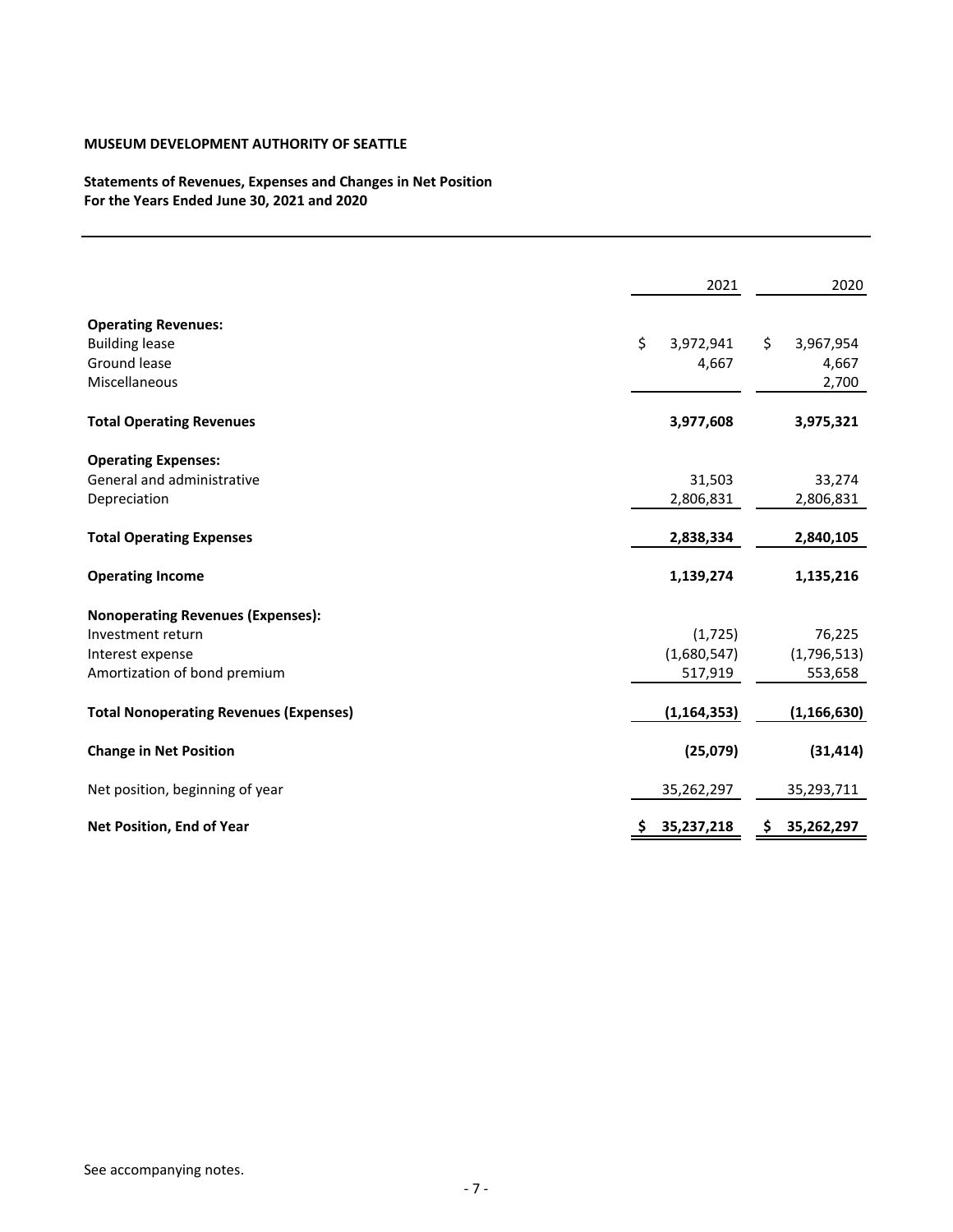**MUSEUM DEVELOPMENT AUTHORITY OF SEATTLE**

**Statements of Revenues, Expenses and Changes in Net Position**
**For the Years Ended June 30, 2021 and 2020**

| | 2021 | 2020 |
|---|---|---|
| **Operating Revenues:** | | |
| Building lease | $ 3,972,941 | $ 3,967,954 |
| Ground lease | 4,667 | 4,667 |
| Miscellaneous | | 2,700 |
| **Total Operating Revenues** | **3,977,608** | **3,975,321** |
| **Operating Expenses:** | | |
| General and administrative | 31,503 | 33,274 |
| Depreciation | 2,806,831 | 2,806,831 |
| **Total Operating Expenses** | **2,838,334** | **2,840,105** |
| **Operating Income** | **1,139,274** | **1,135,216** |
| **Nonoperating Revenues (Expenses):** | | |
| Investment return | (1,725) | 76,225 |
| Interest expense | (1,680,547) | (1,796,513) |
| Amortization of bond premium | 517,919 | 553,658 |
| **Total Nonoperating Revenues (Expenses)** | **(1,164,353)** | **(1,166,630)** |
| **Change in Net Position** | **(25,079)** | **(31,414)** |
| Net position, beginning of year | 35,262,297 | 35,293,711 |
| **Net Position, End of Year** | **$ 35,237,218** | **$ 35,262,297** |

See accompanying notes.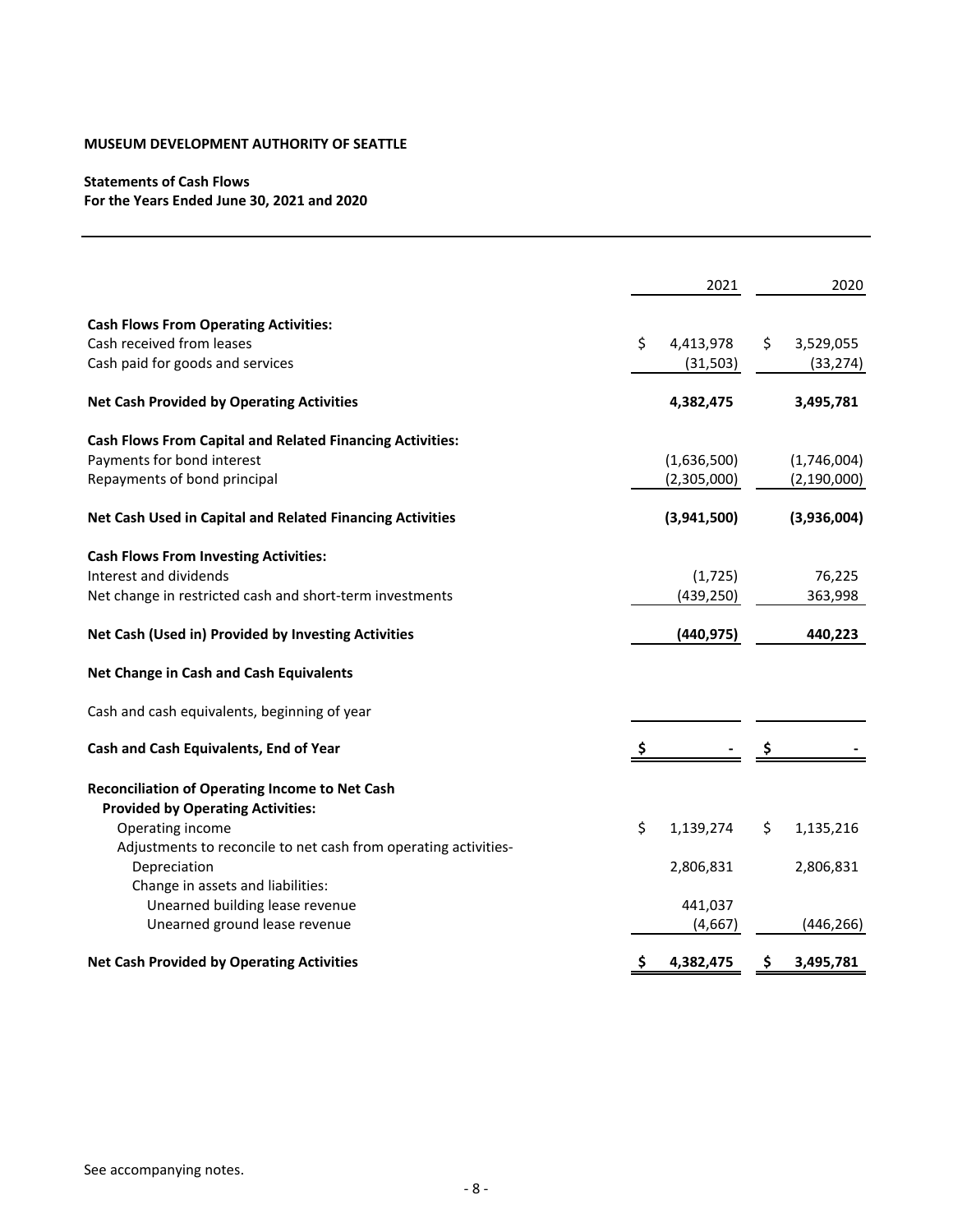**MUSEUM DEVELOPMENT AUTHORITY OF SEATTLE**

**Statements of Cash Flows**
**For the Years Ended June 30, 2021 and 2020**

| | 2021 | 2020 |
|---|---|---|
| **Cash Flows From Operating Activities:** | | |
| Cash received from leases | $ 4,413,978 | $ 3,529,055 |
| Cash paid for goods and services | (31,503) | (33,274) |
| **Net Cash Provided by Operating Activities** | **4,382,475** | **3,495,781** |
| **Cash Flows From Capital and Related Financing Activities:** | | |
| Payments for bond interest | (1,636,500) | (1,746,004) |
| Repayments of bond principal | (2,305,000) | (2,190,000) |
| **Net Cash Used in Capital and Related Financing Activities** | **(3,941,500)** | **(3,936,004)** |
| **Cash Flows From Investing Activities:** | | |
| Interest and dividends | (1,725) | 76,225 |
| Net change in restricted cash and short-term investments | (439,250) | 363,998 |
| **Net Cash (Used in) Provided by Investing Activities** | **(440,975)** | **440,223** |
| **Net Change in Cash and Cash Equivalents** | | |
| Cash and cash equivalents, beginning of year | | |
| **Cash and Cash Equivalents, End of Year** | **$ -** | **$ -** |
| **Reconciliation of Operating Income to Net Cash Provided by Operating Activities:** | | |
| Operating income | $ 1,139,274 | $ 1,135,216 |
| Adjustments to reconcile to net cash from operating activities- | | |
| Depreciation | 2,806,831 | 2,806,831 |
| Change in assets and liabilities: | | |
| Unearned building lease revenue | 441,037 | |
| Unearned ground lease revenue | (4,667) | (446,266) |
| **Net Cash Provided by Operating Activities** | **$ 4,382,475** | **$ 3,495,781** |

See accompanying notes.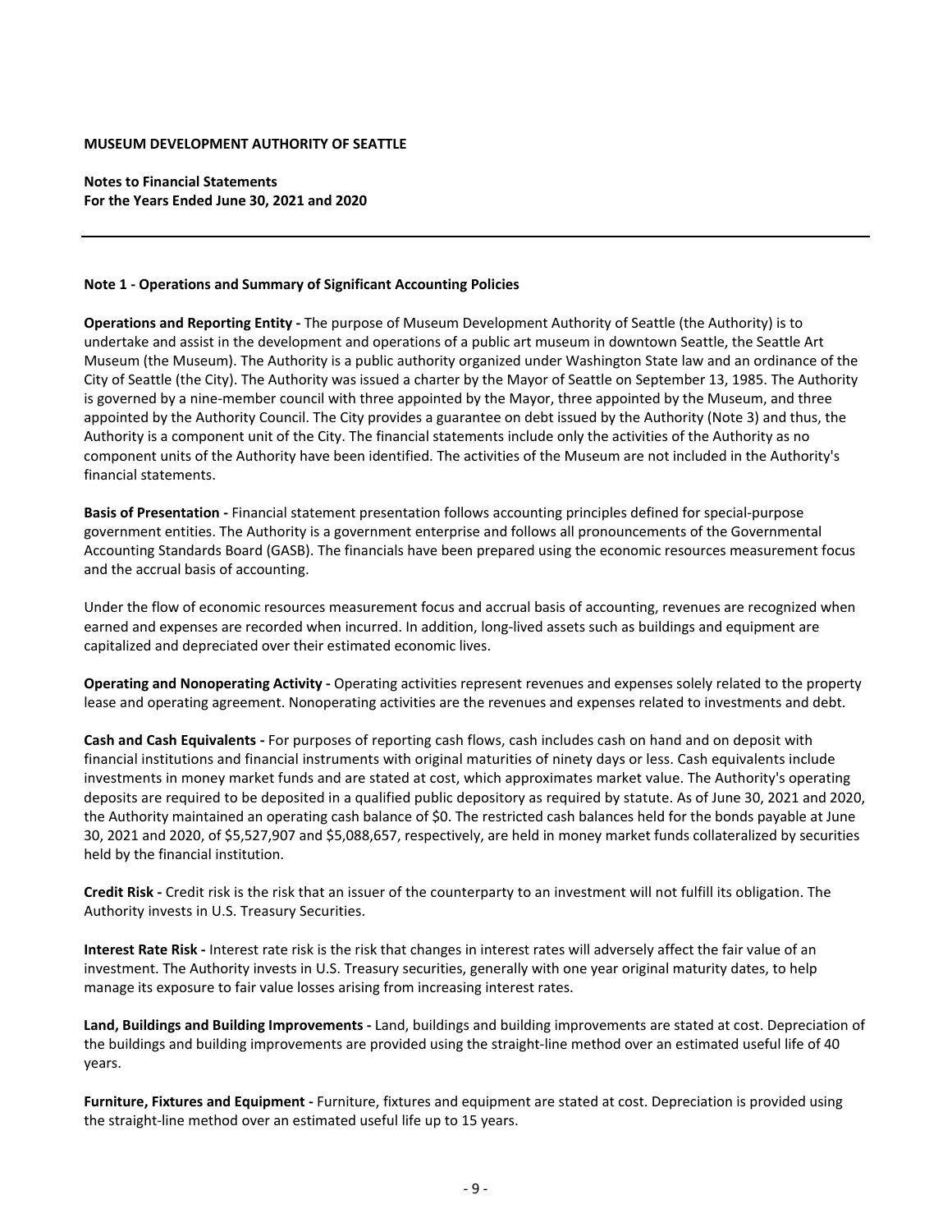**MUSEUM DEVELOPMENT AUTHORITY OF SEATTLE**

**Notes to Financial Statements**
**For the Years Ended June 30, 2021 and 2020**

---

**Note 1 - Operations and Summary of Significant Accounting Policies**

**Operations and Reporting Entity -** The purpose of Museum Development Authority of Seattle (the Authority) is to undertake and assist in the development and operations of a public art museum in downtown Seattle, the Seattle Art Museum (the Museum). The Authority is a public authority organized under Washington State law and an ordinance of the City of Seattle (the City). The Authority was issued a charter by the Mayor of Seattle on September 13, 1985. The Authority is governed by a nine-member council with three appointed by the Mayor, three appointed by the Museum, and three appointed by the Authority Council. The City provides a guarantee on debt issued by the Authority (Note 3) and thus, the Authority is a component unit of the City. The financial statements include only the activities of the Authority as no component units of the Authority have been identified. The activities of the Museum are not included in the Authority's financial statements.

**Basis of Presentation -** Financial statement presentation follows accounting principles defined for special-purpose government entities. The Authority is a government enterprise and follows all pronouncements of the Governmental Accounting Standards Board (GASB). The financials have been prepared using the economic resources measurement focus and the accrual basis of accounting.

Under the flow of economic resources measurement focus and accrual basis of accounting, revenues are recognized when earned and expenses are recorded when incurred. In addition, long-lived assets such as buildings and equipment are capitalized and depreciated over their estimated economic lives.

**Operating and Nonoperating Activity -** Operating activities represent revenues and expenses solely related to the property lease and operating agreement. Nonoperating activities are the revenues and expenses related to investments and debt.

**Cash and Cash Equivalents -** For purposes of reporting cash flows, cash includes cash on hand and on deposit with financial institutions and financial instruments with original maturities of ninety days or less. Cash equivalents include investments in money market funds and are stated at cost, which approximates market value. The Authority's operating deposits are required to be deposited in a qualified public depository as required by statute. As of June 30, 2021 and 2020, the Authority maintained an operating cash balance of $0. The restricted cash balances held for the bonds payable at June 30, 2021 and 2020, of $5,527,907 and $5,088,657, respectively, are held in money market funds collateralized by securities held by the financial institution.

**Credit Risk -** Credit risk is the risk that an issuer of the counterparty to an investment will not fulfill its obligation. The Authority invests in U.S. Treasury Securities.

**Interest Rate Risk -** Interest rate risk is the risk that changes in interest rates will adversely affect the fair value of an investment. The Authority invests in U.S. Treasury securities, generally with one year original maturity dates, to help manage its exposure to fair value losses arising from increasing interest rates.

**Land, Buildings and Building Improvements -** Land, buildings and building improvements are stated at cost. Depreciation of the buildings and building improvements are provided using the straight-line method over an estimated useful life of 40 years.

**Furniture, Fixtures and Equipment -** Furniture, fixtures and equipment are stated at cost. Depreciation is provided using the straight-line method over an estimated useful life up to 15 years.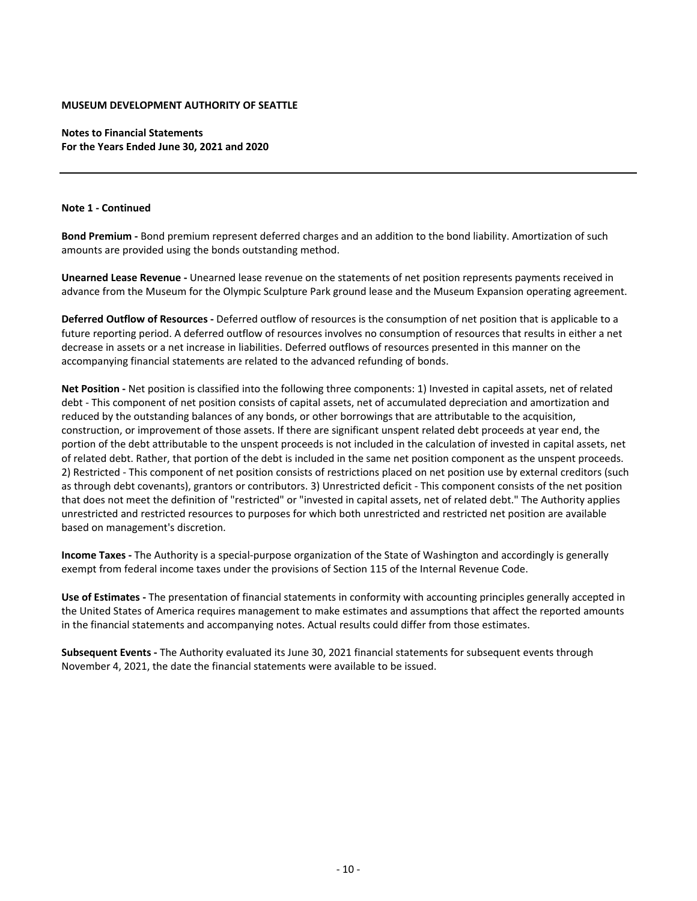**MUSEUM DEVELOPMENT AUTHORITY OF SEATTLE**

**Notes to Financial Statements**
**For the Years Ended June 30, 2021 and 2020**

---

**Note 1 - Continued**

**Bond Premium -** Bond premium represent deferred charges and an addition to the bond liability. Amortization of such amounts are provided using the bonds outstanding method.

**Unearned Lease Revenue -** Unearned lease revenue on the statements of net position represents payments received in advance from the Museum for the Olympic Sculpture Park ground lease and the Museum Expansion operating agreement.

**Deferred Outflow of Resources -** Deferred outflow of resources is the consumption of net position that is applicable to a future reporting period. A deferred outflow of resources involves no consumption of resources that results in either a net decrease in assets or a net increase in liabilities. Deferred outflows of resources presented in this manner on the accompanying financial statements are related to the advanced refunding of bonds.

**Net Position -** Net position is classified into the following three components: 1) Invested in capital assets, net of related debt - This component of net position consists of capital assets, net of accumulated depreciation and amortization and reduced by the outstanding balances of any bonds, or other borrowings that are attributable to the acquisition, construction, or improvement of those assets. If there are significant unspent related debt proceeds at year end, the portion of the debt attributable to the unspent proceeds is not included in the calculation of invested in capital assets, net of related debt. Rather, that portion of the debt is included in the same net position component as the unspent proceeds. 2) Restricted - This component of net position consists of restrictions placed on net position use by external creditors (such as through debt covenants), grantors or contributors. 3) Unrestricted deficit - This component consists of the net position that does not meet the definition of "restricted" or "invested in capital assets, net of related debt." The Authority applies unrestricted and restricted resources to purposes for which both unrestricted and restricted net position are available based on management's discretion.

**Income Taxes -** The Authority is a special-purpose organization of the State of Washington and accordingly is generally exempt from federal income taxes under the provisions of Section 115 of the Internal Revenue Code.

**Use of Estimates -** The presentation of financial statements in conformity with accounting principles generally accepted in the United States of America requires management to make estimates and assumptions that affect the reported amounts in the financial statements and accompanying notes. Actual results could differ from those estimates.

**Subsequent Events -** The Authority evaluated its June 30, 2021 financial statements for subsequent events through November 4, 2021, the date the financial statements were available to be issued.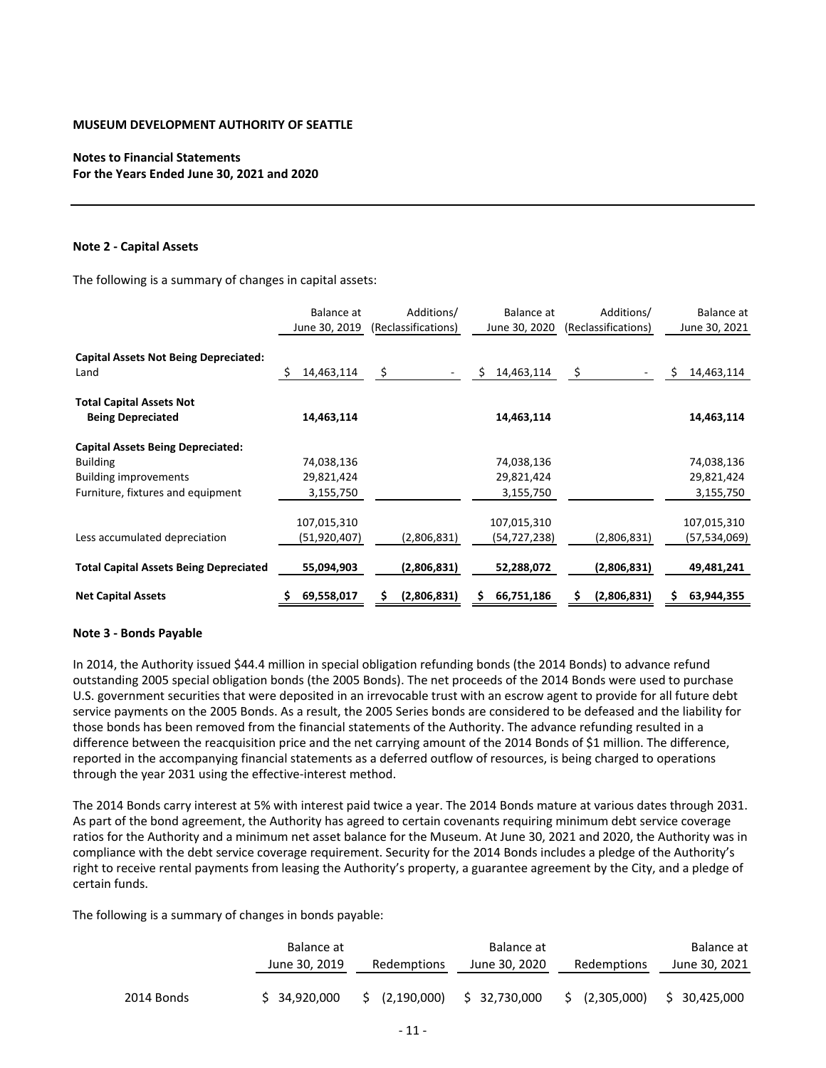**MUSEUM DEVELOPMENT AUTHORITY OF SEATTLE**

**Notes to Financial Statements**
**For the Years Ended June 30, 2021 and 2020**

### Note 2 - Capital Assets

The following is a summary of changes in capital assets:

| | Balance at June 30, 2019 | Additions/ (Reclassifications) | Balance at June 30, 2020 | Additions/ (Reclassifications) | Balance at June 30, 2021 |
|---|---|---|---|---|---|
| **Capital Assets Not Being Depreciated:** | | | | | |
| Land | $ 14,463,114 | $ - | $ 14,463,114 | $ - | $ 14,463,114 |
| **Total Capital Assets Not Being Depreciated** | **14,463,114** | | **14,463,114** | | **14,463,114** |
| **Capital Assets Being Depreciated:** | | | | | |
| Building | 74,038,136 | | 74,038,136 | | 74,038,136 |
| Building improvements | 29,821,424 | | 29,821,424 | | 29,821,424 |
| Furniture, fixtures and equipment | 3,155,750 | | 3,155,750 | | 3,155,750 |
| | 107,015,310 | | 107,015,310 | | 107,015,310 |
| Less accumulated depreciation | (51,920,407) | (2,806,831) | (54,727,238) | (2,806,831) | (57,534,069) |
| **Total Capital Assets Being Depreciated** | **55,094,903** | **(2,806,831)** | **52,288,072** | **(2,806,831)** | **49,481,241** |
| **Net Capital Assets** | **$ 69,558,017** | **$ (2,806,831)** | **$ 66,751,186** | **$ (2,806,831)** | **$ 63,944,355** |

### Note 3 - Bonds Payable

In 2014, the Authority issued $44.4 million in special obligation refunding bonds (the 2014 Bonds) to advance refund outstanding 2005 special obligation bonds (the 2005 Bonds). The net proceeds of the 2014 Bonds were used to purchase U.S. government securities that were deposited in an irrevocable trust with an escrow agent to provide for all future debt service payments on the 2005 Bonds. As a result, the 2005 Series bonds are considered to be defeased and the liability for those bonds has been removed from the financial statements of the Authority. The advance refunding resulted in a difference between the reacquisition price and the net carrying amount of the 2014 Bonds of $1 million. The difference, reported in the accompanying financial statements as a deferred outflow of resources, is being charged to operations through the year 2031 using the effective-interest method.

The 2014 Bonds carry interest at 5% with interest paid twice a year. The 2014 Bonds mature at various dates through 2031. As part of the bond agreement, the Authority has agreed to certain covenants requiring minimum debt service coverage ratios for the Authority and a minimum net asset balance for the Museum. At June 30, 2021 and 2020, the Authority was in compliance with the debt service coverage requirement. Security for the 2014 Bonds includes a pledge of the Authority's right to receive rental payments from leasing the Authority's property, a guarantee agreement by the City, and a pledge of certain funds.

The following is a summary of changes in bonds payable:

| | Balance at June 30, 2019 | Redemptions | Balance at June 30, 2020 | Redemptions | Balance at June 30, 2021 |
|---|---|---|---|---|---|
| 2014 Bonds | $ 34,920,000 | $ (2,190,000) | $ 32,730,000 | $ (2,305,000) | $ 30,425,000 |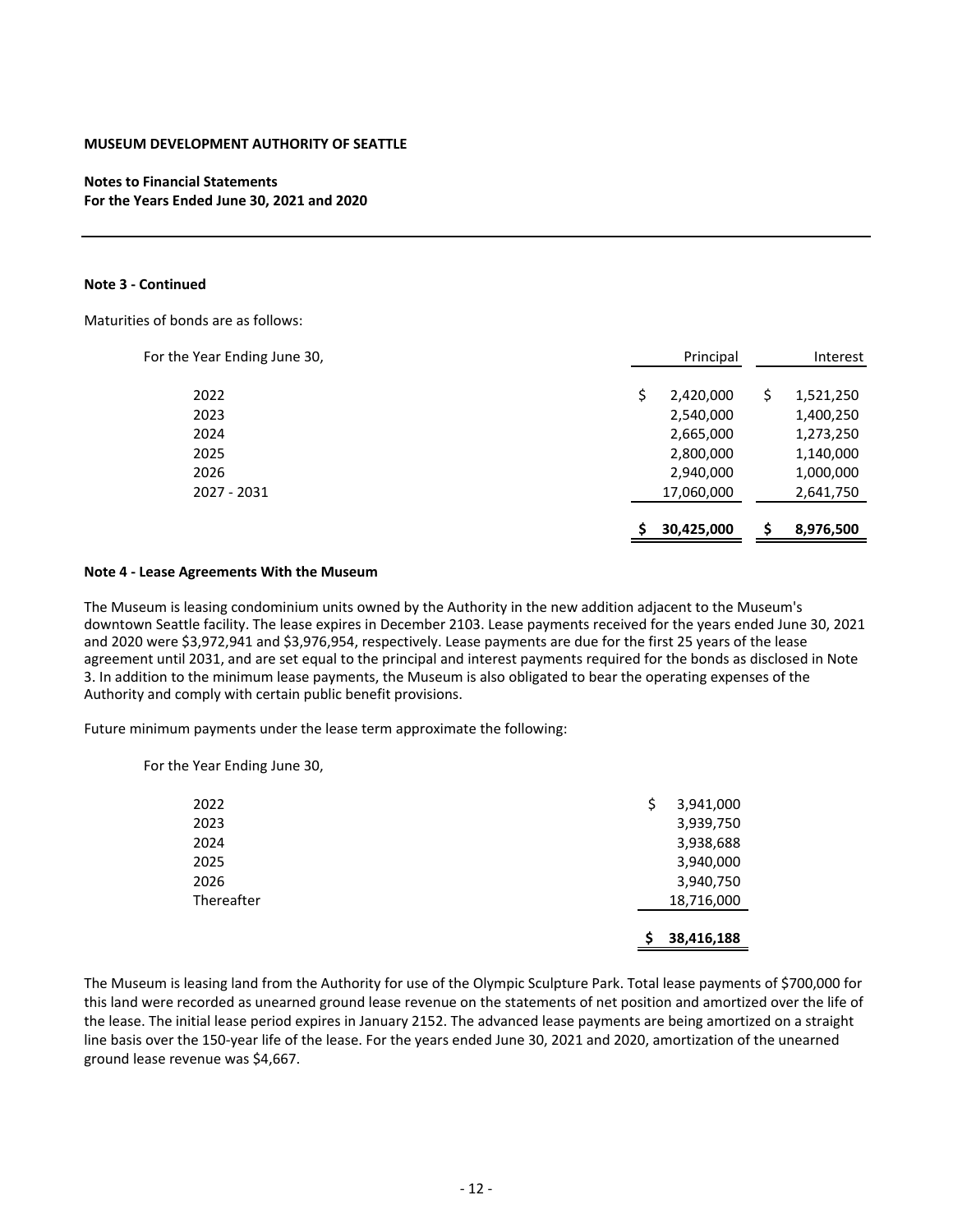**MUSEUM DEVELOPMENT AUTHORITY OF SEATTLE**

**Notes to Financial Statements**
**For the Years Ended June 30, 2021 and 2020**

**Note 3 - Continued**

Maturities of bonds are as follows:

| For the Year Ending June 30, | Principal | Interest |
|---|---|---|
| 2022 | $ 2,420,000 | $ 1,521,250 |
| 2023 | 2,540,000 | 1,400,250 |
| 2024 | 2,665,000 | 1,273,250 |
| 2025 | 2,800,000 | 1,140,000 |
| 2026 | 2,940,000 | 1,000,000 |
| 2027 - 2031 | 17,060,000 | 2,641,750 |
| | $ 30,425,000 | $ 8,976,500 |

**Note 4 - Lease Agreements With the Museum**

The Museum is leasing condominium units owned by the Authority in the new addition adjacent to the Museum's downtown Seattle facility. The lease expires in December 2103. Lease payments received for the years ended June 30, 2021 and 2020 were $3,972,941 and $3,976,954, respectively. Lease payments are due for the first 25 years of the lease agreement until 2031, and are set equal to the principal and interest payments required for the bonds as disclosed in Note 3. In addition to the minimum lease payments, the Museum is also obligated to bear the operating expenses of the Authority and comply with certain public benefit provisions.

Future minimum payments under the lease term approximate the following:

| For the Year Ending June 30, | |
|---|---|
| 2022 | $ 3,941,000 |
| 2023 | 3,939,750 |
| 2024 | 3,938,688 |
| 2025 | 3,940,000 |
| 2026 | 3,940,750 |
| Thereafter | 18,716,000 |
| | $ 38,416,188 |

The Museum is leasing land from the Authority for use of the Olympic Sculpture Park. Total lease payments of $700,000 for this land were recorded as unearned ground lease revenue on the statements of net position and amortized over the life of the lease. The initial lease period expires in January 2152. The advanced lease payments are being amortized on a straight line basis over the 150-year life of the lease. For the years ended June 30, 2021 and 2020, amortization of the unearned ground lease revenue was $4,667.